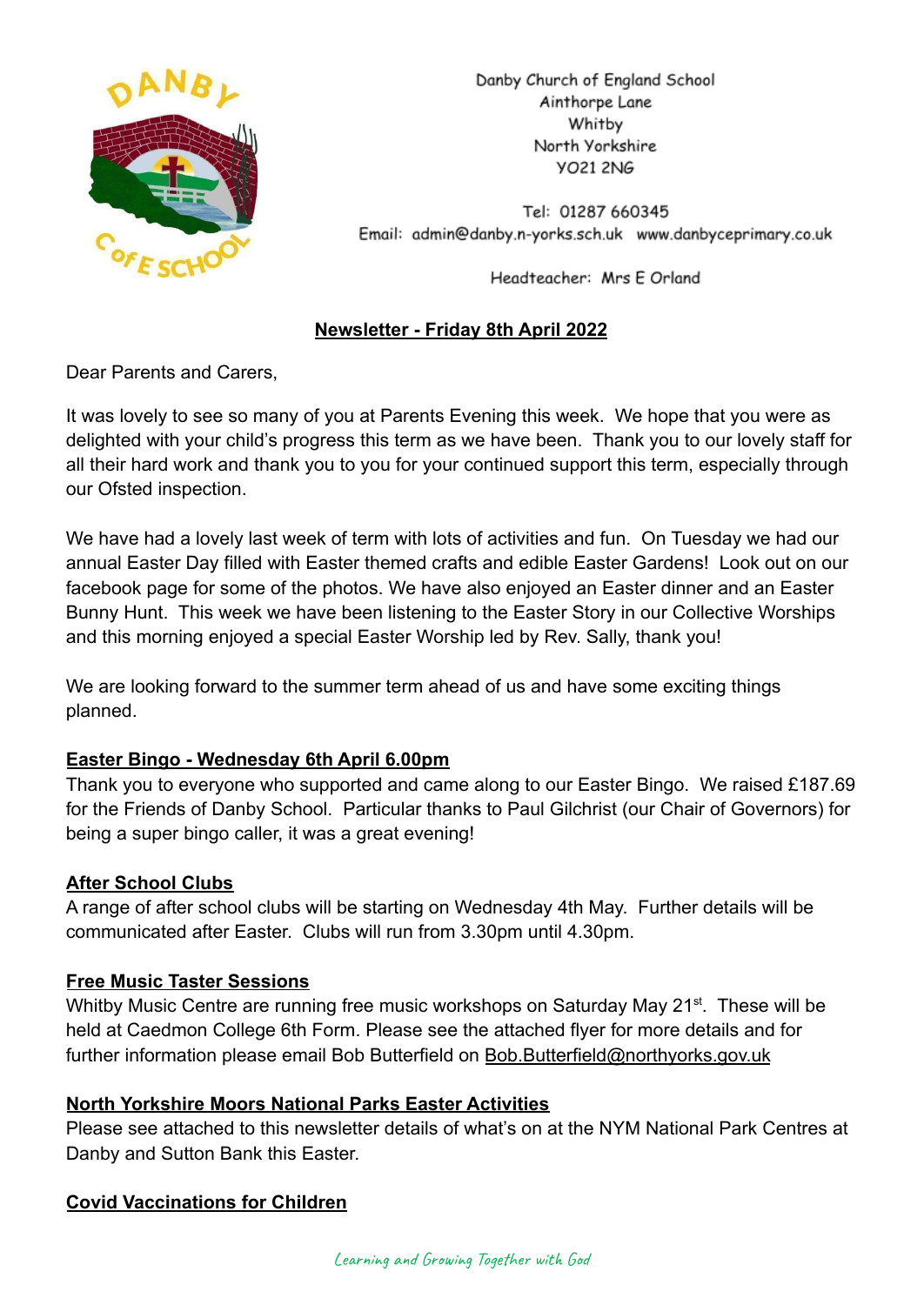Danby Church of England School
Ainthorpe Lane
Whitby
North Yorkshire
YO21 2NG

Tel: 01287 660345
Email: admin@danby.n-yorks.sch.uk www.danbyceprimary.co.uk

Headteacher: Mrs E Orland

## Newsletter - Friday 8th April 2022

Dear Parents and Carers,

It was lovely to see so many of you at Parents Evening this week. We hope that you were as delighted with your child's progress this term as we have been. Thank you to our lovely staff for all their hard work and thank you to you for your continued support this term, especially through our Ofsted inspection.

We have had a lovely last week of term with lots of activities and fun. On Tuesday we had our annual Easter Day filled with Easter themed crafts and edible Easter Gardens! Look out on our facebook page for some of the photos. We have also enjoyed an Easter dinner and an Easter Bunny Hunt. This week we have been listening to the Easter Story in our Collective Worships and this morning enjoyed a special Easter Worship led by Rev. Sally, thank you!

We are looking forward to the summer term ahead of us and have some exciting things planned.

### Easter Bingo - Wednesday 6th April 6.00pm

Thank you to everyone who supported and came along to our Easter Bingo. We raised £187.69 for the Friends of Danby School. Particular thanks to Paul Gilchrist (our Chair of Governors) for being a super bingo caller, it was a great evening!

### After School Clubs

A range of after school clubs will be starting on Wednesday 4th May. Further details will be communicated after Easter. Clubs will run from 3.30pm until 4.30pm.

### Free Music Taster Sessions

Whitby Music Centre are running free music workshops on Saturday May 21st. These will be held at Caedmon College 6th Form. Please see the attached flyer for more details and for further information please email Bob Butterfield on Bob.Butterfield@northyorks.gov.uk

### North Yorkshire Moors National Parks Easter Activities

Please see attached to this newsletter details of what's on at the NYM National Park Centres at Danby and Sutton Bank this Easter.

### Covid Vaccinations for Children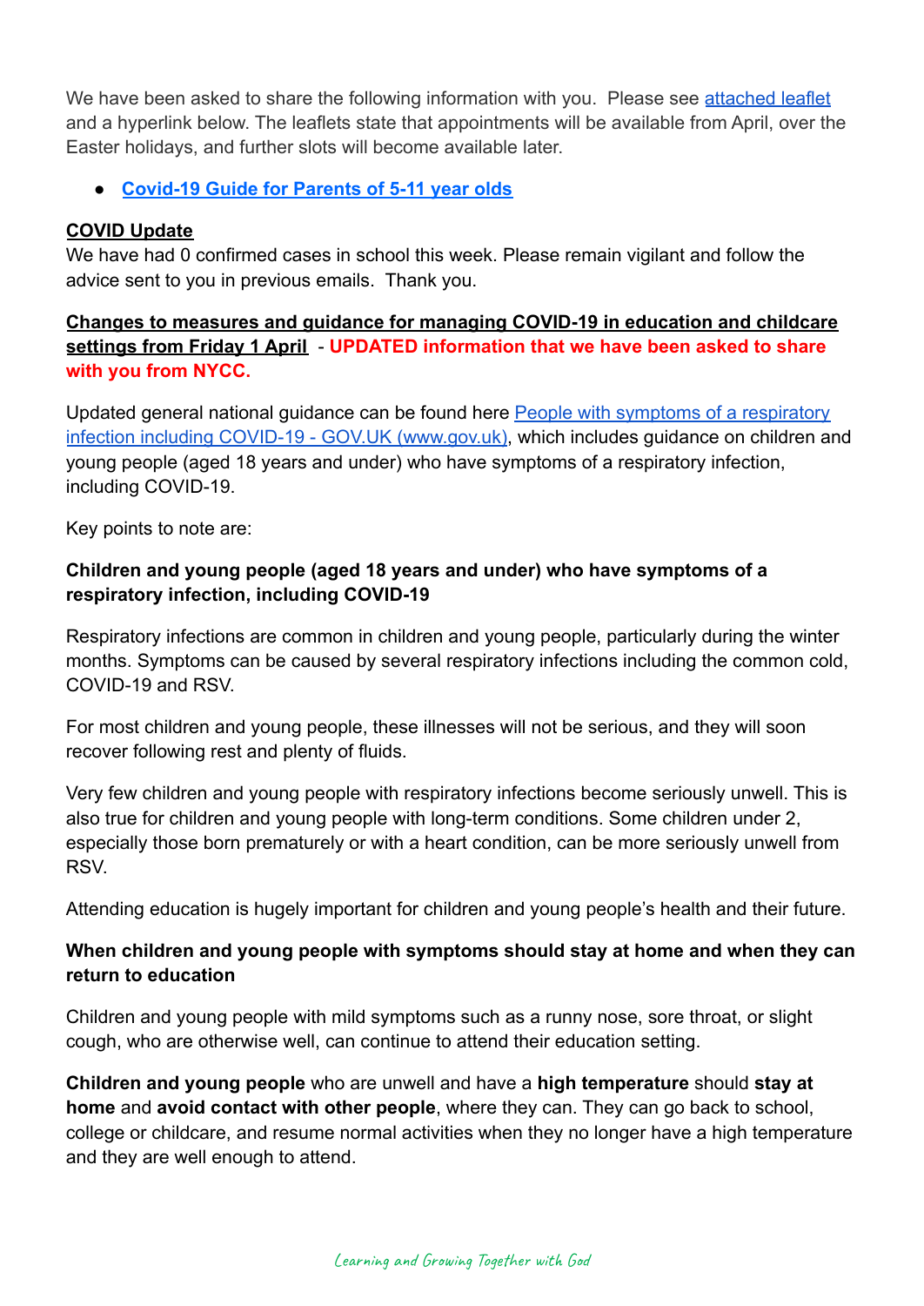We have been asked to share the following information with you. Please see [attached leaflet](#) and a hyperlink below. The leaflets state that appointments will be available from April, over the Easter holidays, and further slots will become available later.

- **[Covid-19 Guide for Parents of 5-11 year olds](#)**

**COVID Update**

We have had 0 confirmed cases in school this week. Please remain vigilant and follow the advice sent to you in previous emails. Thank you.

**Changes to measures and guidance for managing COVID-19 in education and childcare settings from Friday 1 April** - **UPDATED information that we have been asked to share with you from NYCC.**

Updated general national guidance can be found here [People with symptoms of a respiratory infection including COVID-19 - GOV.UK (www.gov.uk)](#), which includes guidance on children and young people (aged 18 years and under) who have symptoms of a respiratory infection, including COVID-19.

Key points to note are:

**Children and young people (aged 18 years and under) who have symptoms of a respiratory infection, including COVID-19**

Respiratory infections are common in children and young people, particularly during the winter months. Symptoms can be caused by several respiratory infections including the common cold, COVID-19 and RSV.

For most children and young people, these illnesses will not be serious, and they will soon recover following rest and plenty of fluids.

Very few children and young people with respiratory infections become seriously unwell. This is also true for children and young people with long-term conditions. Some children under 2, especially those born prematurely or with a heart condition, can be more seriously unwell from RSV.

Attending education is hugely important for children and young people's health and their future.

**When children and young people with symptoms should stay at home and when they can return to education**

Children and young people with mild symptoms such as a runny nose, sore throat, or slight cough, who are otherwise well, can continue to attend their education setting.

**Children and young people** who are unwell and have a **high temperature** should **stay at home** and **avoid contact with other people**, where they can. They can go back to school, college or childcare, and resume normal activities when they no longer have a high temperature and they are well enough to attend.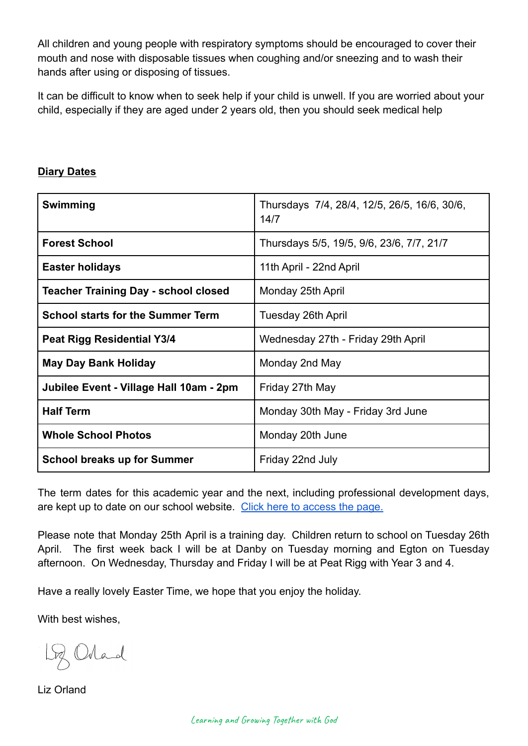All children and young people with respiratory symptoms should be encouraged to cover their mouth and nose with disposable tissues when coughing and/or sneezing and to wash their hands after using or disposing of tissues.

It can be difficult to know when to seek help if your child is unwell. If you are worried about your child, especially if they are aged under 2 years old, then you should seek medical help

**Diary Dates**

| | |
|---|---|
| **Swimming** | Thursdays 7/4, 28/4, 12/5, 26/5, 16/6, 30/6, 14/7 |
| **Forest School** | Thursdays 5/5, 19/5, 9/6, 23/6, 7/7, 21/7 |
| **Easter holidays** | 11th April - 22nd April |
| **Teacher Training Day - school closed** | Monday 25th April |
| **School starts for the Summer Term** | Tuesday 26th April |
| **Peat Rigg Residential Y3/4** | Wednesday 27th - Friday 29th April |
| **May Day Bank Holiday** | Monday 2nd May |
| **Jubilee Event - Village Hall 10am - 2pm** | Friday 27th May |
| **Half Term** | Monday 30th May - Friday 3rd June |
| **Whole School Photos** | Monday 20th June |
| **School breaks up for Summer** | Friday 22nd July |

The term dates for this academic year and the next, including professional development days, are kept up to date on our school website. [Click here to access the page.]

Please note that Monday 25th April is a training day. Children return to school on Tuesday 26th April. The first week back I will be at Danby on Tuesday morning and Egton on Tuesday afternoon. On Wednesday, Thursday and Friday I will be at Peat Rigg with Year 3 and 4.

Have a really lovely Easter Time, we hope that you enjoy the holiday.

With best wishes,

Liz Orland

Liz Orland

*Learning and Growing Together with God*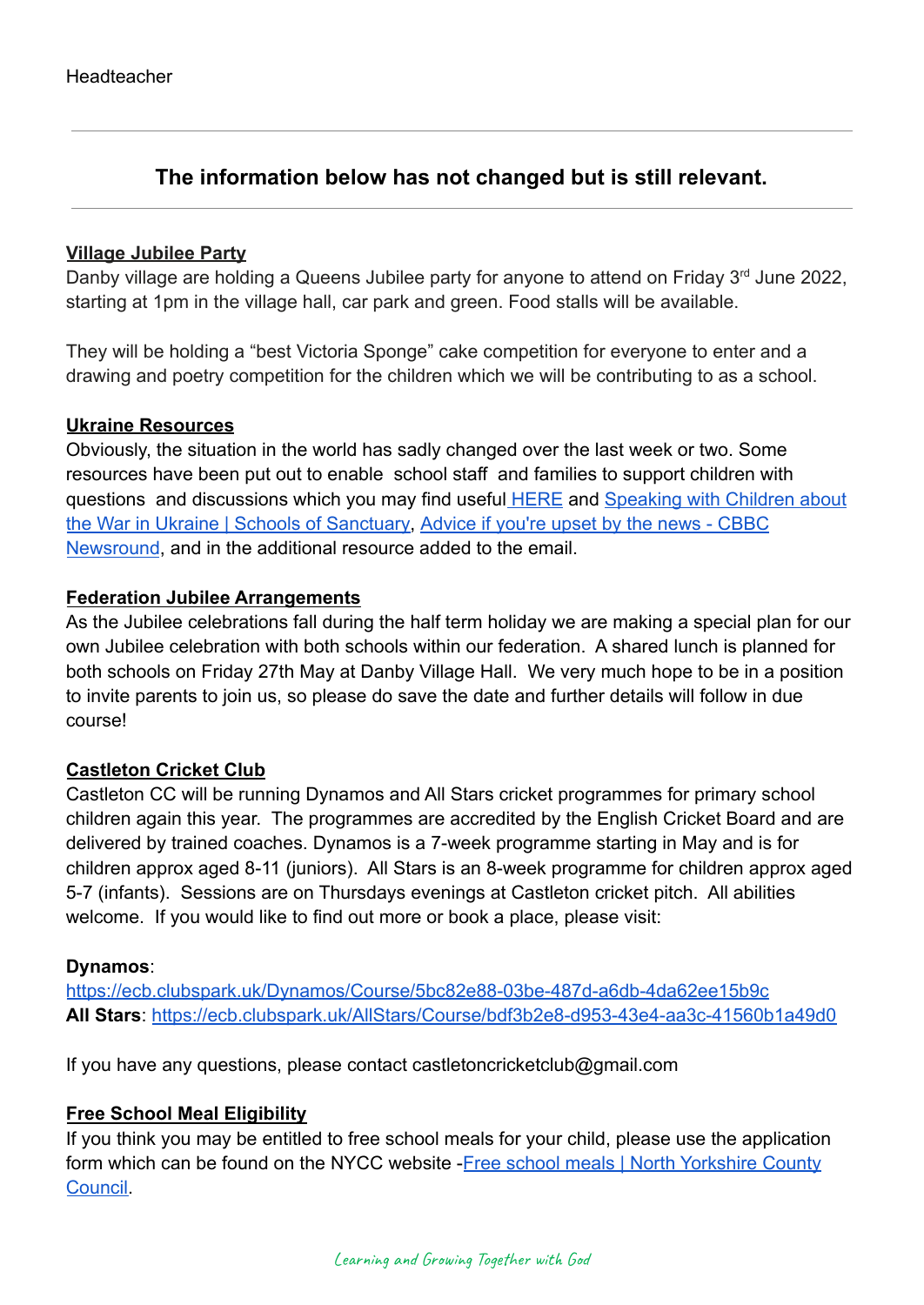Headteacher

---

### The information below has not changed but is still relevant.

---

**Village Jubilee Party**

Danby village are holding a Queens Jubilee party for anyone to attend on Friday 3rd June 2022, starting at 1pm in the village hall, car park and green. Food stalls will be available.

They will be holding a "best Victoria Sponge" cake competition for everyone to enter and a drawing and poetry competition for the children which we will be contributing to as a school.

**Ukraine Resources**

Obviously, the situation in the world has sadly changed over the last week or two. Some resources have been put out to enable school staff and families to support children with questions and discussions which you may find useful HERE and Speaking with Children about the War in Ukraine | Schools of Sanctuary, Advice if you're upset by the news - CBBC Newsround, and in the additional resource added to the email.

**Federation Jubilee Arrangements**

As the Jubilee celebrations fall during the half term holiday we are making a special plan for our own Jubilee celebration with both schools within our federation. A shared lunch is planned for both schools on Friday 27th May at Danby Village Hall. We very much hope to be in a position to invite parents to join us, so please do save the date and further details will follow in due course!

**Castleton Cricket Club**

Castleton CC will be running Dynamos and All Stars cricket programmes for primary school children again this year. The programmes are accredited by the English Cricket Board and are delivered by trained coaches. Dynamos is a 7-week programme starting in May and is for children approx aged 8-11 (juniors). All Stars is an 8-week programme for children approx aged 5-7 (infants). Sessions are on Thursdays evenings at Castleton cricket pitch. All abilities welcome. If you would like to find out more or book a place, please visit:

**Dynamos**:
https://ecb.clubspark.uk/Dynamos/Course/5bc82e88-03be-487d-a6db-4da62ee15b9c
**All Stars**: https://ecb.clubspark.uk/AllStars/Course/bdf3b2e8-d953-43e4-aa3c-41560b1a49d0

If you have any questions, please contact castletoncricketclub@gmail.com

**Free School Meal Eligibility**

If you think you may be entitled to free school meals for your child, please use the application form which can be found on the NYCC website -Free school meals | North Yorkshire County Council.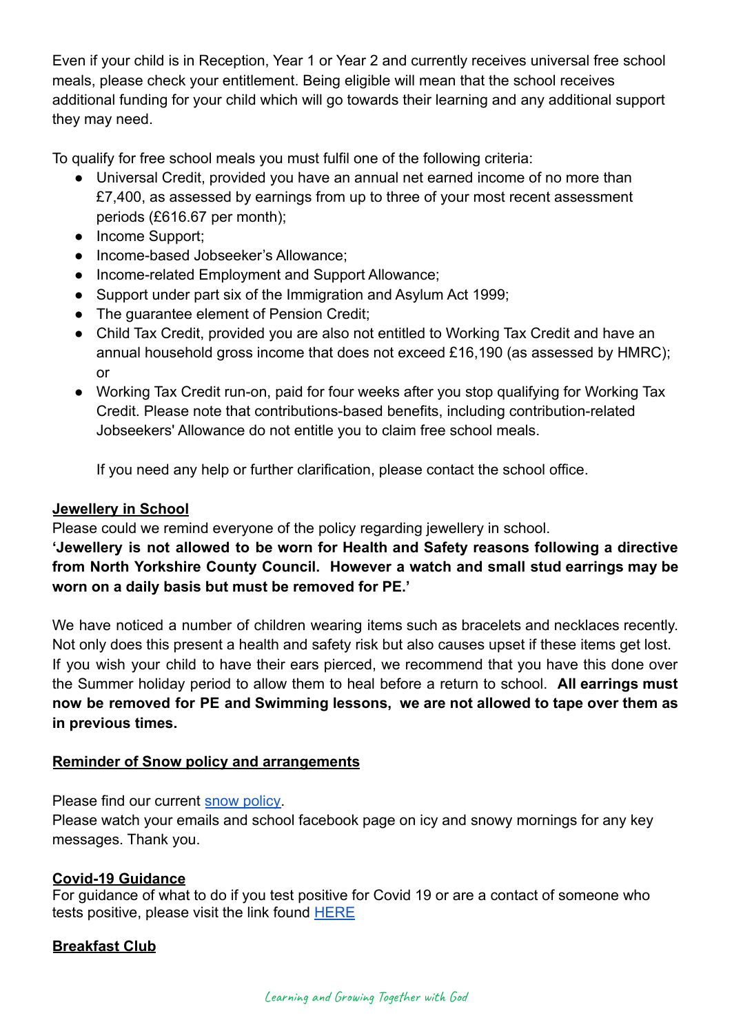Even if your child is in Reception, Year 1 or Year 2 and currently receives universal free school meals, please check your entitlement. Being eligible will mean that the school receives additional funding for your child which will go towards their learning and any additional support they may need.

To qualify for free school meals you must fulfil one of the following criteria:

- Universal Credit, provided you have an annual net earned income of no more than £7,400, as assessed by earnings from up to three of your most recent assessment periods (£616.67 per month);
- Income Support;
- Income-based Jobseeker's Allowance;
- Income-related Employment and Support Allowance;
- Support under part six of the Immigration and Asylum Act 1999;
- The guarantee element of Pension Credit;
- Child Tax Credit, provided you are also not entitled to Working Tax Credit and have an annual household gross income that does not exceed £16,190 (as assessed by HMRC); or
- Working Tax Credit run-on, paid for four weeks after you stop qualifying for Working Tax Credit. Please note that contributions-based benefits, including contribution-related Jobseekers' Allowance do not entitle you to claim free school meals.

  If you need any help or further clarification, please contact the school office.

## Jewellery in School

Please could we remind everyone of the policy regarding jewellery in school.

**'Jewellery is not allowed to be worn for Health and Safety reasons following a directive from North Yorkshire County Council. However a watch and small stud earrings may be worn on a daily basis but must be removed for PE.'**

We have noticed a number of children wearing items such as bracelets and necklaces recently. Not only does this present a health and safety risk but also causes upset if these items get lost. If you wish your child to have their ears pierced, we recommend that you have this done over the Summer holiday period to allow them to heal before a return to school. **All earrings must now be removed for PE and Swimming lessons, we are not allowed to tape over them as in previous times.**

## Reminder of Snow policy and arrangements

Please find our current snow policy.

Please watch your emails and school facebook page on icy and snowy mornings for any key messages. Thank you.

## Covid-19 Guidance

For guidance of what to do if you test positive for Covid 19 or are a contact of someone who tests positive, please visit the link found HERE

## Breakfast Club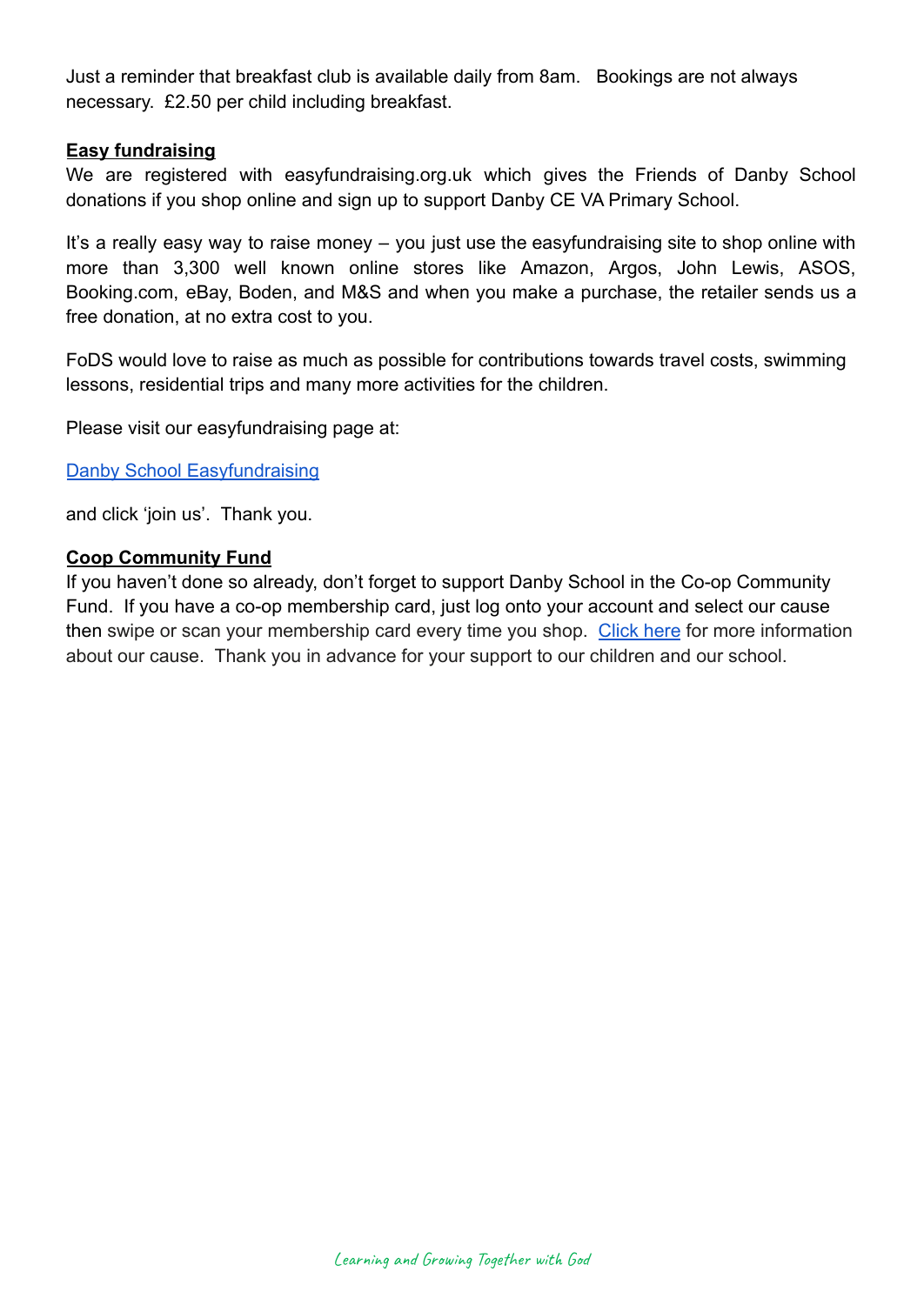Just a reminder that breakfast club is available daily from 8am. Bookings are not always necessary. £2.50 per child including breakfast.

**Easy fundraising**

We are registered with easyfundraising.org.uk which gives the Friends of Danby School donations if you shop online and sign up to support Danby CE VA Primary School.

It's a really easy way to raise money – you just use the easyfundraising site to shop online with more than 3,300 well known online stores like Amazon, Argos, John Lewis, ASOS, Booking.com, eBay, Boden, and M&S and when you make a purchase, the retailer sends us a free donation, at no extra cost to you.

FoDS would love to raise as much as possible for contributions towards travel costs, swimming lessons, residential trips and many more activities for the children.

Please visit our easyfundraising page at:

Danby School Easyfundraising

and click 'join us'. Thank you.

**Coop Community Fund**

If you haven't done so already, don't forget to support Danby School in the Co-op Community Fund. If you have a co-op membership card, just log onto your account and select our cause then swipe or scan your membership card every time you shop. Click here for more information about our cause. Thank you in advance for your support to our children and our school.